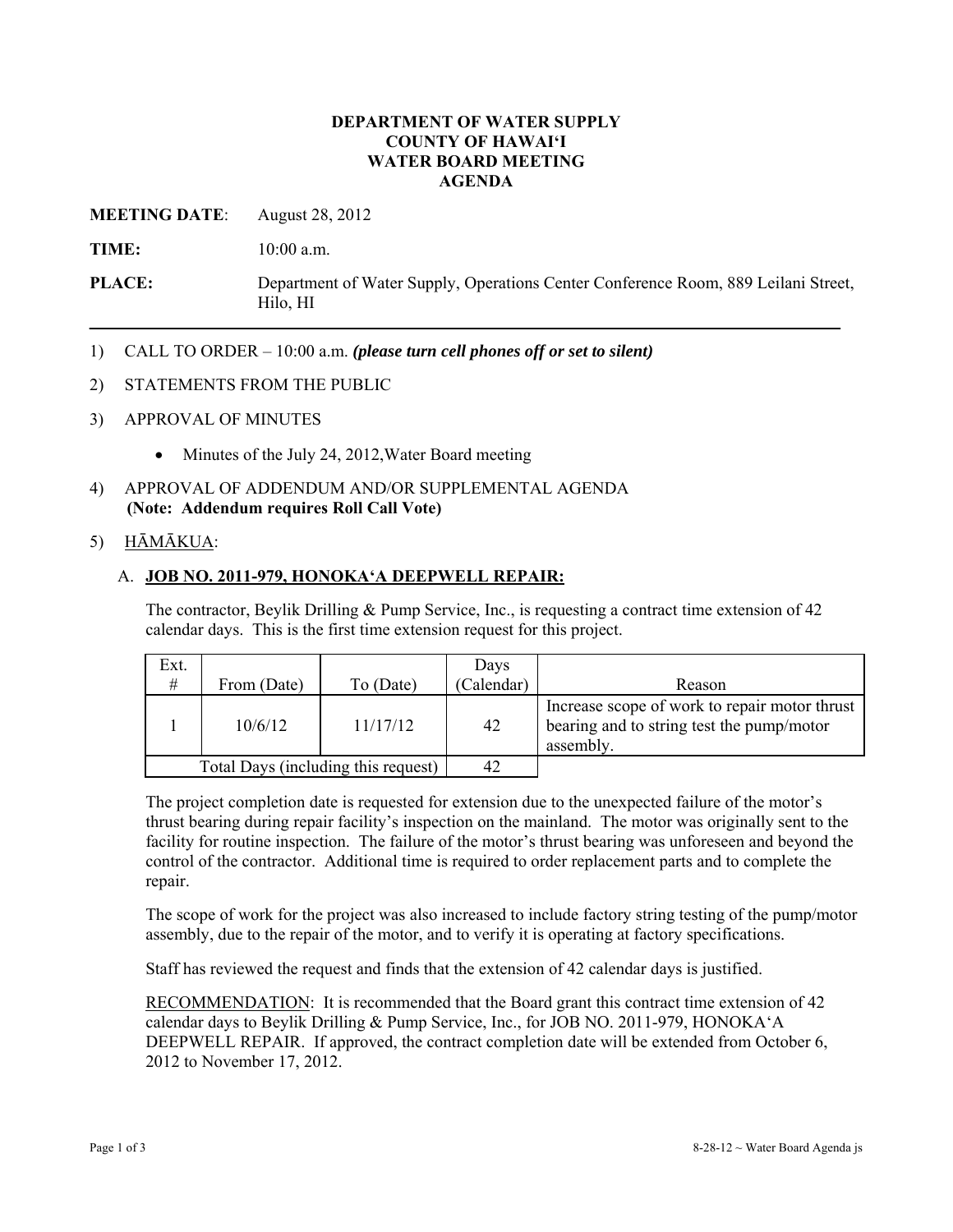# DEPARTMENT OF WATER SUPPLY
# COUNTY OF HAWAI'I
# WATER BOARD MEETING
# AGENDA

**MEETING DATE**: August 28, 2012

**TIME:** 10:00 a.m.

**PLACE:** Department of Water Supply, Operations Center Conference Room, 889 Leilani Street, Hilo, HI

---

1) CALL TO ORDER – 10:00 a.m. ***(please turn cell phones off or set to silent)***

2) STATEMENTS FROM THE PUBLIC

3) APPROVAL OF MINUTES

   - Minutes of the July 24, 2012,Water Board meeting

4) APPROVAL OF ADDENDUM AND/OR SUPPLEMENTAL AGENDA
   **(Note: Addendum requires Roll Call Vote)**

5) <u>HĀMĀKUA</u>:

   A. **<u>JOB NO. 2011-979, HONOKA'A DEEPWELL REPAIR:</u>**

   The contractor, Beylik Drilling & Pump Service, Inc., is requesting a contract time extension of 42 calendar days. This is the first time extension request for this project.

| Ext. # | From (Date) | To (Date) | Days (Calendar) | Reason |
|---|---|---|---|---|
| 1 | 10/6/12 | 11/17/12 | 42 | Increase scope of work to repair motor thrust bearing and to string test the pump/motor assembly. |
| Total Days (including this request) | | | 42 | |

   The project completion date is requested for extension due to the unexpected failure of the motor's thrust bearing during repair facility's inspection on the mainland. The motor was originally sent to the facility for routine inspection. The failure of the motor's thrust bearing was unforeseen and beyond the control of the contractor. Additional time is required to order replacement parts and to complete the repair.

   The scope of work for the project was also increased to include factory string testing of the pump/motor assembly, due to the repair of the motor, and to verify it is operating at factory specifications.

   Staff has reviewed the request and finds that the extension of 42 calendar days is justified.

   <u>RECOMMENDATION</u>: It is recommended that the Board grant this contract time extension of 42 calendar days to Beylik Drilling & Pump Service, Inc., for JOB NO. 2011-979, HONOKA'A DEEPWELL REPAIR. If approved, the contract completion date will be extended from October 6, 2012 to November 17, 2012.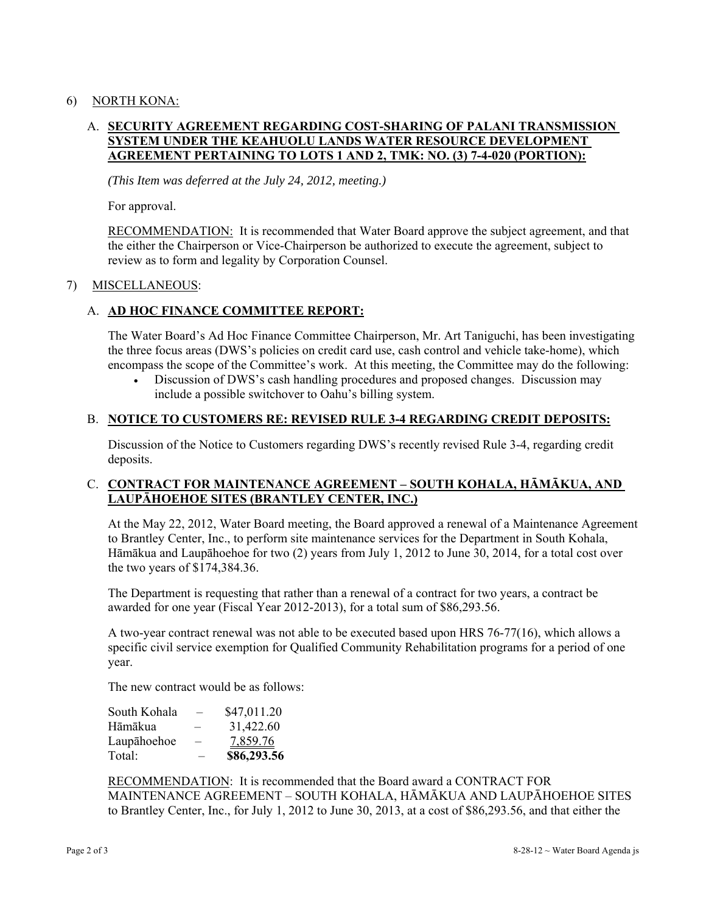6) NORTH KONA:

A. **SECURITY AGREEMENT REGARDING COST-SHARING OF PALANI TRANSMISSION SYSTEM UNDER THE KEAHUOLU LANDS WATER RESOURCE DEVELOPMENT AGREEMENT PERTAINING TO LOTS 1 AND 2, TMK: NO. (3) 7-4-020 (PORTION):**

*(This Item was deferred at the July 24, 2012, meeting.)*

For approval.

RECOMMENDATION: It is recommended that Water Board approve the subject agreement, and that the either the Chairperson or Vice-Chairperson be authorized to execute the agreement, subject to review as to form and legality by Corporation Counsel.

7) MISCELLANEOUS:

A. **AD HOC FINANCE COMMITTEE REPORT:**

The Water Board's Ad Hoc Finance Committee Chairperson, Mr. Art Taniguchi, has been investigating the three focus areas (DWS's policies on credit card use, cash control and vehicle take-home), which encompass the scope of the Committee's work. At this meeting, the Committee may do the following:

- Discussion of DWS's cash handling procedures and proposed changes. Discussion may include a possible switchover to Oahu's billing system.

B. **NOTICE TO CUSTOMERS RE: REVISED RULE 3-4 REGARDING CREDIT DEPOSITS:**

Discussion of the Notice to Customers regarding DWS's recently revised Rule 3-4, regarding credit deposits.

C. **CONTRACT FOR MAINTENANCE AGREEMENT – SOUTH KOHALA, HĀMĀKUA, AND LAUPĀHOEHOE SITES (BRANTLEY CENTER, INC.)**

At the May 22, 2012, Water Board meeting, the Board approved a renewal of a Maintenance Agreement to Brantley Center, Inc., to perform site maintenance services for the Department in South Kohala, Hāmākua and Laupāhoehoe for two (2) years from July 1, 2012 to June 30, 2014, for a total cost over the two years of $174,384.36.

The Department is requesting that rather than a renewal of a contract for two years, a contract be awarded for one year (Fiscal Year 2012-2013), for a total sum of $86,293.56.

A two-year contract renewal was not able to be executed based upon HRS 76-77(16), which allows a specific civil service exemption for Qualified Community Rehabilitation programs for a period of one year.

The new contract would be as follows:

| | | |
|---|---|---|
| South Kohala | – | $47,011.20 |
| Hāmākua | – | 31,422.60 |
| Laupāhoehoe | – | 7,859.76 |
| Total: | – | **$86,293.56** |

RECOMMENDATION: It is recommended that the Board award a CONTRACT FOR MAINTENANCE AGREEMENT – SOUTH KOHALA, HĀMĀKUA AND LAUPĀHOEHOE SITES to Brantley Center, Inc., for July 1, 2012 to June 30, 2013, at a cost of $86,293.56, and that either the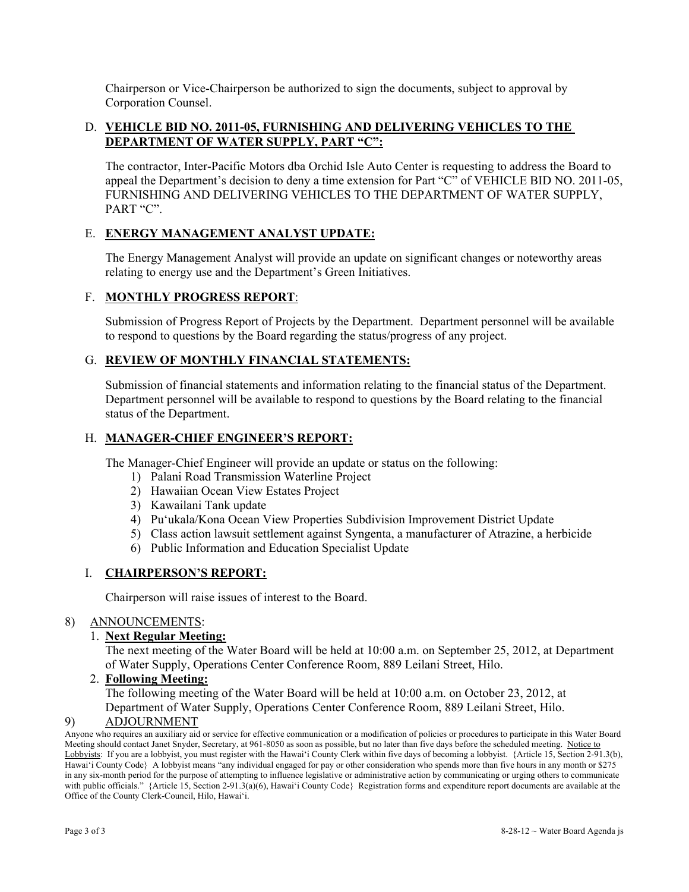Chairperson or Vice-Chairperson be authorized to sign the documents, subject to approval by Corporation Counsel.

D. **VEHICLE BID NO. 2011-05, FURNISHING AND DELIVERING VEHICLES TO THE DEPARTMENT OF WATER SUPPLY, PART "C":**

The contractor, Inter-Pacific Motors dba Orchid Isle Auto Center is requesting to address the Board to appeal the Department's decision to deny a time extension for Part "C" of VEHICLE BID NO. 2011-05, FURNISHING AND DELIVERING VEHICLES TO THE DEPARTMENT OF WATER SUPPLY, PART "C".

E. **ENERGY MANAGEMENT ANALYST UPDATE:**

The Energy Management Analyst will provide an update on significant changes or noteworthy areas relating to energy use and the Department's Green Initiatives.

F. **MONTHLY PROGRESS REPORT**:

Submission of Progress Report of Projects by the Department. Department personnel will be available to respond to questions by the Board regarding the status/progress of any project.

G. **REVIEW OF MONTHLY FINANCIAL STATEMENTS:**

Submission of financial statements and information relating to the financial status of the Department. Department personnel will be available to respond to questions by the Board relating to the financial status of the Department.

H. **MANAGER-CHIEF ENGINEER'S REPORT:**

The Manager-Chief Engineer will provide an update or status on the following:

1) Palani Road Transmission Waterline Project
2) Hawaiian Ocean View Estates Project
3) Kawailani Tank update
4) Pu'ukala/Kona Ocean View Properties Subdivision Improvement District Update
5) Class action lawsuit settlement against Syngenta, a manufacturer of Atrazine, a herbicide
6) Public Information and Education Specialist Update

I. **CHAIRPERSON'S REPORT:**

Chairperson will raise issues of interest to the Board.

8) ANNOUNCEMENTS:

1. **Next Regular Meeting:**
   The next meeting of the Water Board will be held at 10:00 a.m. on September 25, 2012, at Department of Water Supply, Operations Center Conference Room, 889 Leilani Street, Hilo.
2. **Following Meeting:**
   The following meeting of the Water Board will be held at 10:00 a.m. on October 23, 2012, at Department of Water Supply, Operations Center Conference Room, 889 Leilani Street, Hilo.

9) ADJOURNMENT

Anyone who requires an auxiliary aid or service for effective communication or a modification of policies or procedures to participate in this Water Board Meeting should contact Janet Snyder, Secretary, at 961-8050 as soon as possible, but no later than five days before the scheduled meeting. Notice to Lobbyists: If you are a lobbyist, you must register with the Hawai'i County Clerk within five days of becoming a lobbyist. {Article 15, Section 2-91.3(b), Hawai'i County Code} A lobbyist means "any individual engaged for pay or other consideration who spends more than five hours in any month or $275 in any six-month period for the purpose of attempting to influence legislative or administrative action by communicating or urging others to communicate with public officials." {Article 15, Section 2-91.3(a)(6), Hawai'i County Code} Registration forms and expenditure report documents are available at the Office of the County Clerk-Council, Hilo, Hawai'i.